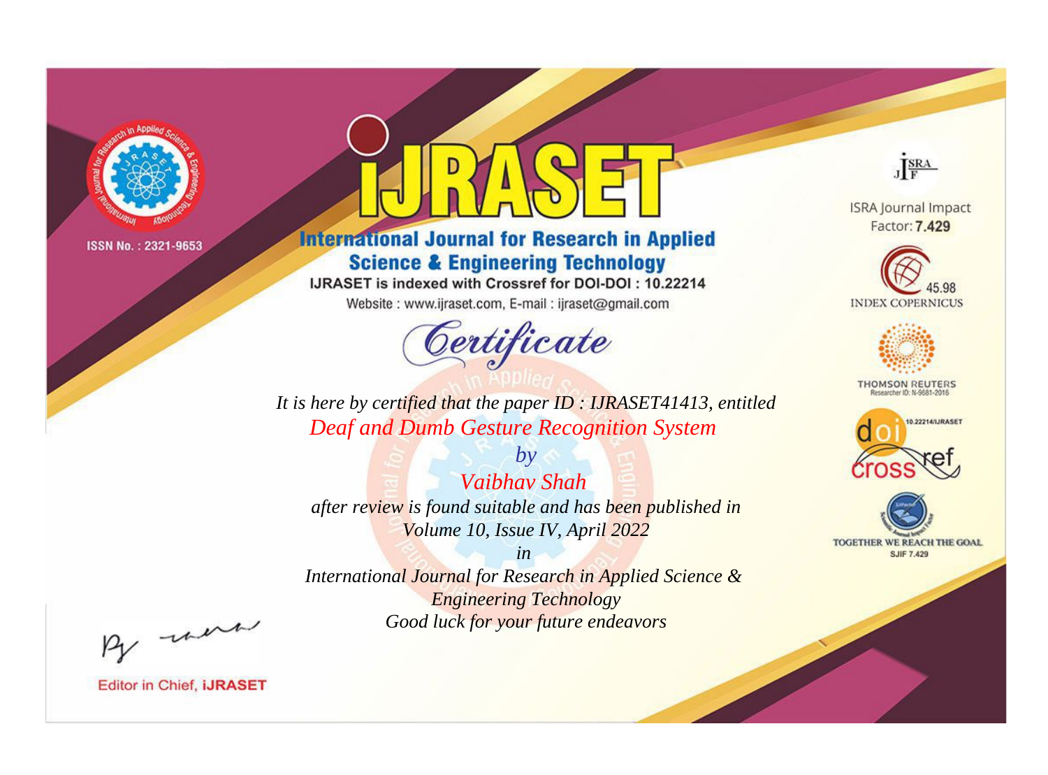ISSN No. : 2321-9653

# IJRASET

## International Journal for Research in Applied Science & Engineering Technology

IJRASET is indexed with Crossref for DOI-DOI : 10.22214

Website : www.ijraset.com, E-mail : ijraset@gmail.com

ISRA Journal Impact Factor: **7.429**

45.98 INDEX COPERNICUS

THOMSON REUTERS Researcher ID: N-9681-2016

10.22214/IJRASET

TOGETHER WE REACH THE GOAL SJIF 7.429

## *Certificate*

*It is here by certified that the paper ID : IJRASET41413, entitled*

*Deaf and Dumb Gesture Recognition System*

*by*

*Vaibhav Shah*

*after review is found suitable and has been published in*

*Volume 10, Issue IV, April 2022*

*in*

*International Journal for Research in Applied Science & Engineering Technology*

*Good luck for your future endeavors*

Editor in Chief, **IJRASET**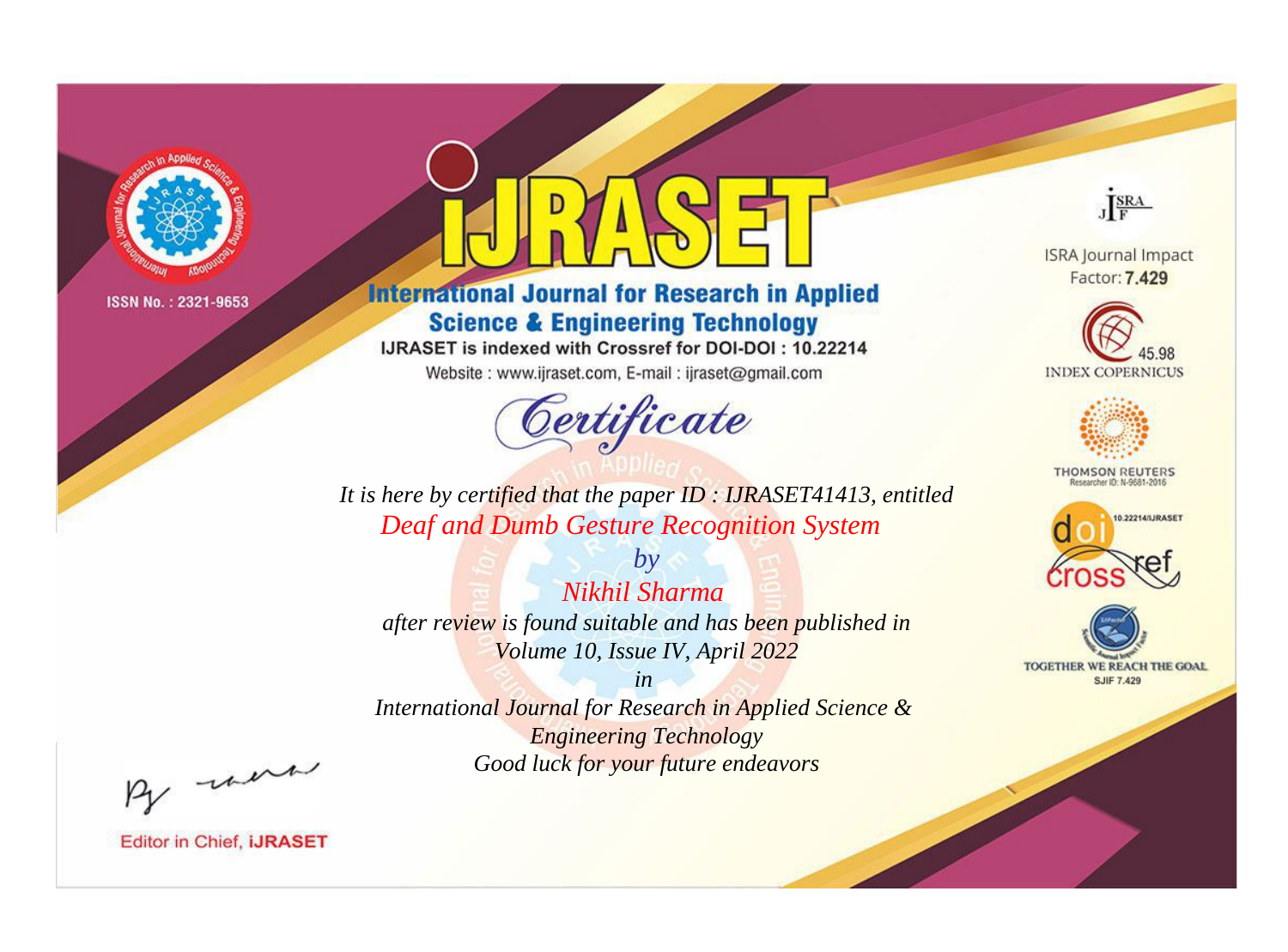ISSN No. : 2321-9653

# iJRASET

## International Journal for Research in Applied Science & Engineering Technology

IJRASET is indexed with Crossref for DOI-DOI : 10.22214

Website : www.ijraset.com, E-mail : ijraset@gmail.com

ISRA Journal Impact Factor: **7.429**

45.98 INDEX COPERNICUS

THOMSON REUTERS Researcher ID: N-9681-2016

10.22214/IJRASET

TOGETHER WE REACH THE GOAL SJIF 7.429

## *Certificate*

*It is here by certified that the paper ID : IJRASET41413, entitled*

*Deaf and Dumb Gesture Recognition System*

*by*

*Nikhil Sharma*

*after review is found suitable and has been published in*

*Volume 10, Issue IV, April 2022*

*in*

*International Journal for Research in Applied Science & Engineering Technology*

*Good luck for your future endeavors*

Editor in Chief, **iJRASET**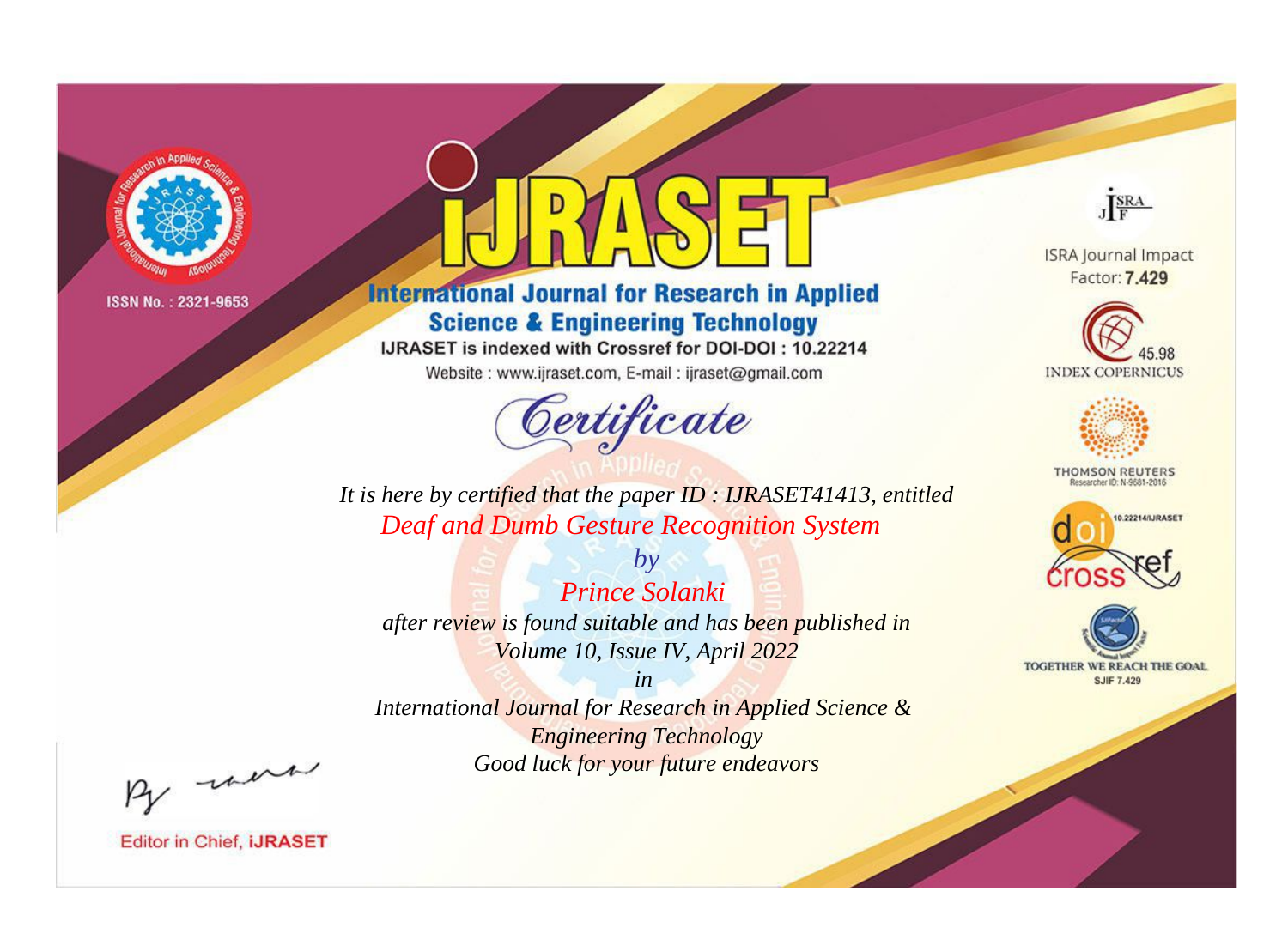ISSN No. : 2321-9653

# iJRASET

## International Journal for Research in Applied Science & Engineering Technology

IJRASET is indexed with Crossref for DOI-DOI : 10.22214

Website : www.ijraset.com, E-mail : ijraset@gmail.com

ISRA Journal Impact Factor: **7.429**

45.98 INDEX COPERNICUS

THOMSON REUTERS Researcher ID: N-9681-2016

10.22214/IJRASET

TOGETHER WE REACH THE GOAL SJIF 7.429

*Certificate*

*It is here by certified that the paper ID : IJRASET41413, entitled*

*Deaf and Dumb Gesture Recognition System*

*by*

*Prince Solanki*

*after review is found suitable and has been published in*

*Volume 10, Issue IV, April 2022*

*in*

*International Journal for Research in Applied Science & Engineering Technology*

*Good luck for your future endeavors*

Editor in Chief, **iJRASET**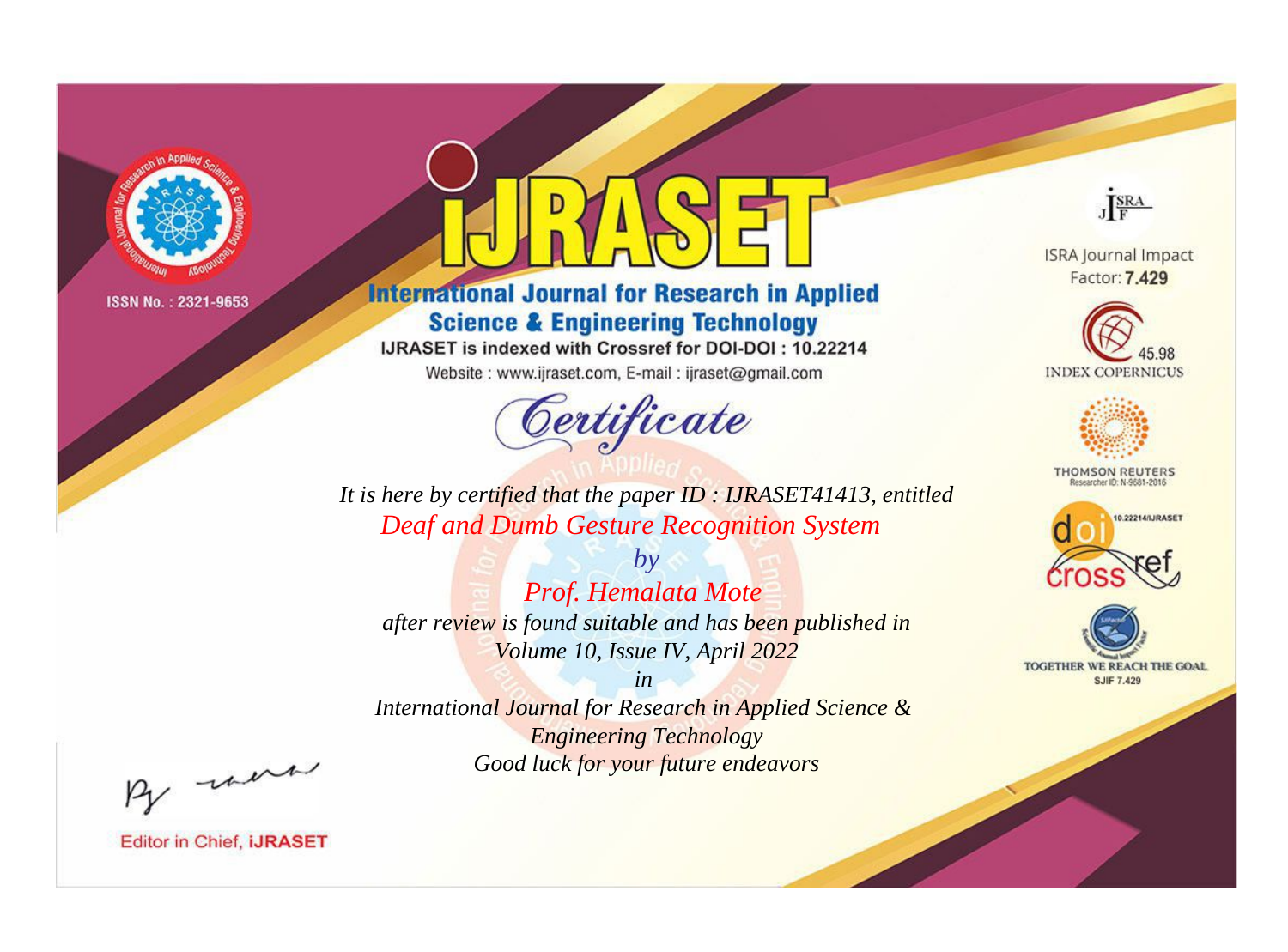ISSN No. : 2321-9653

# IJRASET

## International Journal for Research in Applied Science & Engineering Technology

IJRASET is indexed with Crossref for DOI-DOI : 10.22214

Website : www.ijraset.com, E-mail : ijraset@gmail.com

*Certificate*

*It is here by certified that the paper ID : IJRASET41413, entitled*

*Deaf and Dumb Gesture Recognition System*

*by*

*Prof. Hemalata Mote*

*after review is found suitable and has been published in*

*Volume 10, Issue IV, April 2022*

*in*

*International Journal for Research in Applied Science & Engineering Technology*

*Good luck for your future endeavors*

ISRA Journal Impact Factor: **7.429**

45.98 INDEX COPERNICUS

THOMSON REUTERS

Researcher ID: N-9681-2016

10.22214/IJRASET

TOGETHER WE REACH THE GOAL

SJIF 7.429

Editor in Chief, **iJRASET**